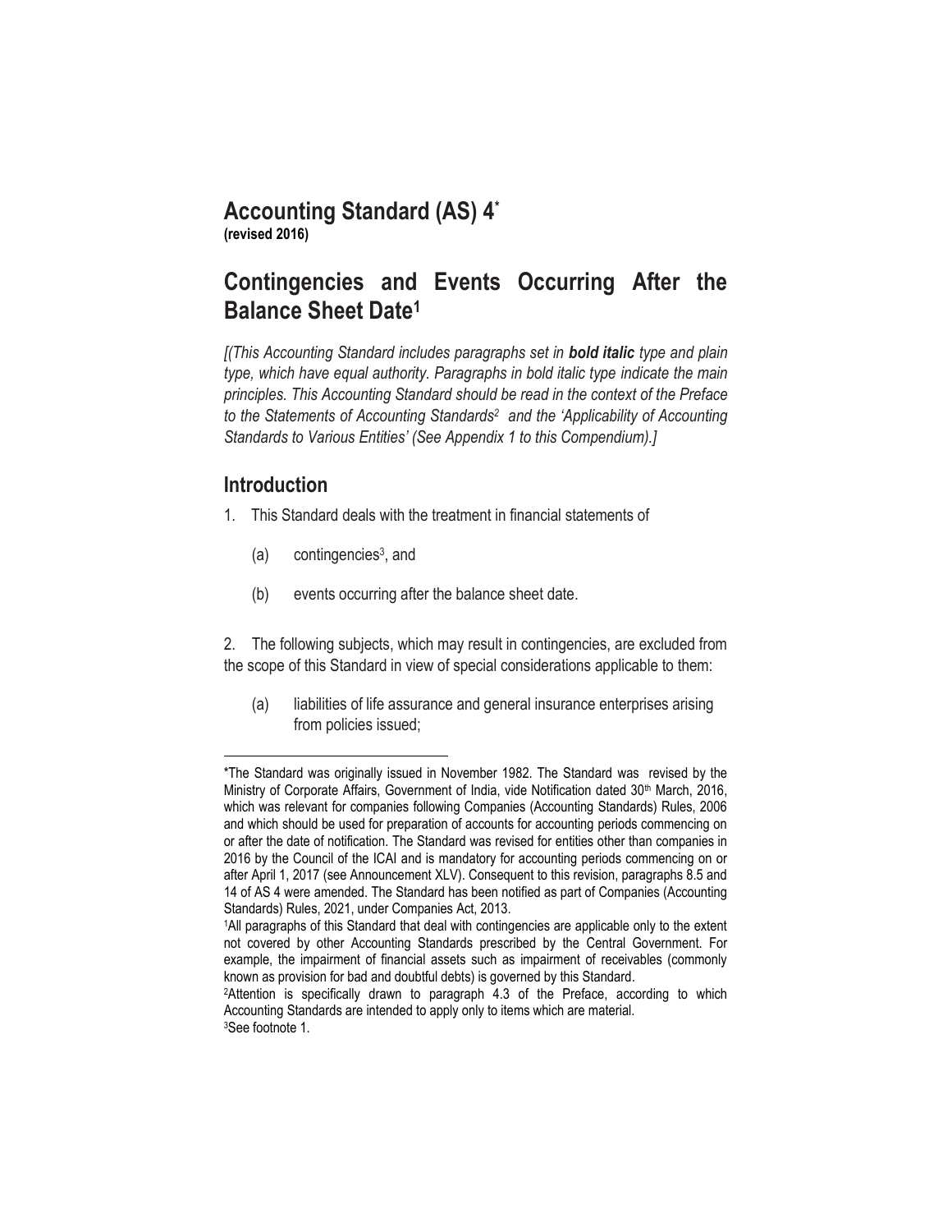# Accounting Standard (AS) 4[*]

**(revised 2016)**

# Contingencies and Events Occurring After the Balance Sheet Date[1]

*[(This Accounting Standard includes paragraphs set in* ***bold italic*** *type and plain type, which have equal authority. Paragraphs in bold italic type indicate the main principles. This Accounting Standard should be read in the context of the Preface to the Statements of Accounting Standards[2] and the 'Applicability of Accounting Standards to Various Entities' (See Appendix 1 to this Compendium).]*

## Introduction

1. This Standard deals with the treatment in financial statements of

   (a) contingencies[3], and

   (b) events occurring after the balance sheet date.

2. The following subjects, which may result in contingencies, are excluded from the scope of this Standard in view of special considerations applicable to them:

   (a) liabilities of life assurance and general insurance enterprises arising from policies issued;

---

*The Standard was originally issued in November 1982. The Standard was revised by the Ministry of Corporate Affairs, Government of India, vide Notification dated 30th March, 2016, which was relevant for companies following Companies (Accounting Standards) Rules, 2006 and which should be used for preparation of accounts for accounting periods commencing on or after the date of notification. The Standard was revised for entities other than companies in 2016 by the Council of the ICAI and is mandatory for accounting periods commencing on or after April 1, 2017 (see Announcement XLV). Consequent to this revision, paragraphs 8.5 and 14 of AS 4 were amended. The Standard has been notified as part of Companies (Accounting Standards) Rules, 2021, under Companies Act, 2013.

[1] All paragraphs of this Standard that deal with contingencies are applicable only to the extent not covered by other Accounting Standards prescribed by the Central Government. For example, the impairment of financial assets such as impairment of receivables (commonly known as provision for bad and doubtful debts) is governed by this Standard.

[2] Attention is specifically drawn to paragraph 4.3 of the Preface, according to which Accounting Standards are intended to apply only to items which are material.

[3] See footnote 1.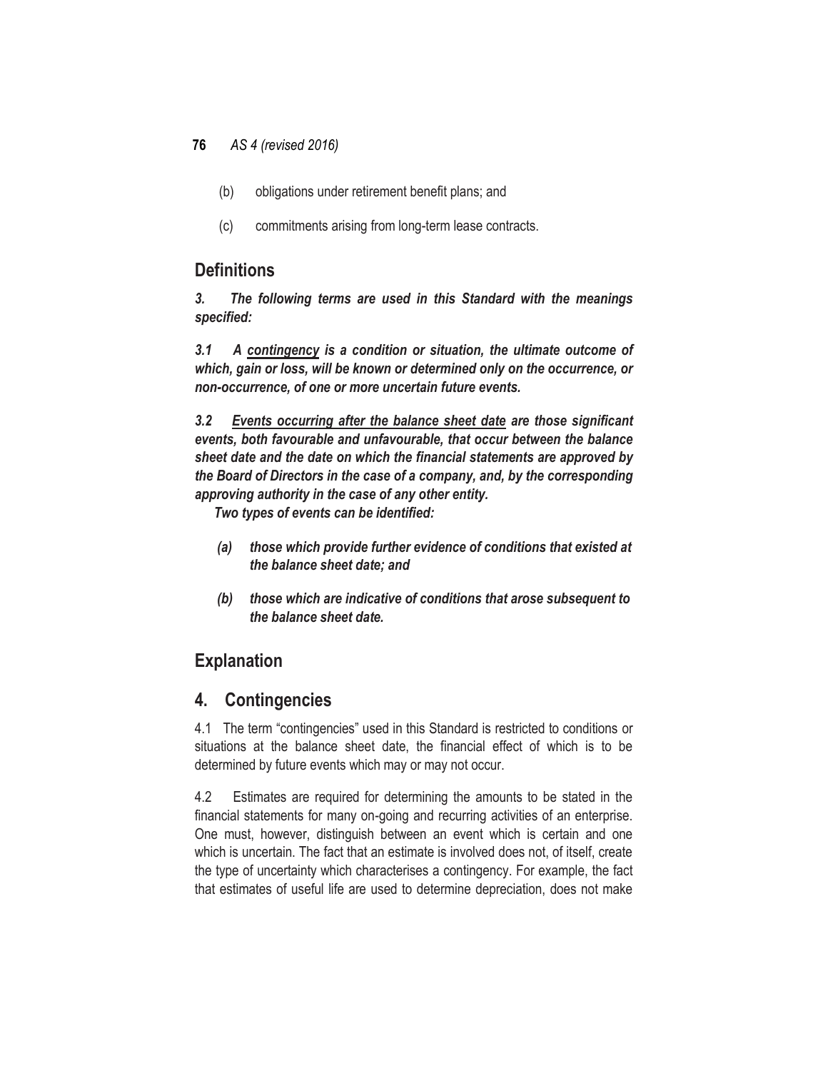(b) obligations under retirement benefit plans; and

(c) commitments arising from long-term lease contracts.

## Definitions

***3. The following terms are used in this Standard with the meanings specified:***

***3.1 A <u>contingency</u> is a condition or situation, the ultimate outcome of which, gain or loss, will be known or determined only on the occurrence, or non-occurrence, of one or more uncertain future events.***

***3.2 <u>Events occurring after the balance sheet date</u> are those significant events, both favourable and unfavourable, that occur between the balance sheet date and the date on which the financial statements are approved by the Board of Directors in the case of a company, and, by the corresponding approving authority in the case of any other entity.***

***Two types of events can be identified:***

***(a) those which provide further evidence of conditions that existed at the balance sheet date; and***

***(b) those which are indicative of conditions that arose subsequent to the balance sheet date.***

## Explanation

## 4. Contingencies

4.1 The term "contingencies" used in this Standard is restricted to conditions or situations at the balance sheet date, the financial effect of which is to be determined by future events which may or may not occur.

4.2 Estimates are required for determining the amounts to be stated in the financial statements for many on-going and recurring activities of an enterprise. One must, however, distinguish between an event which is certain and one which is uncertain. The fact that an estimate is involved does not, of itself, create the type of uncertainty which characterises a contingency. For example, the fact that estimates of useful life are used to determine depreciation, does not make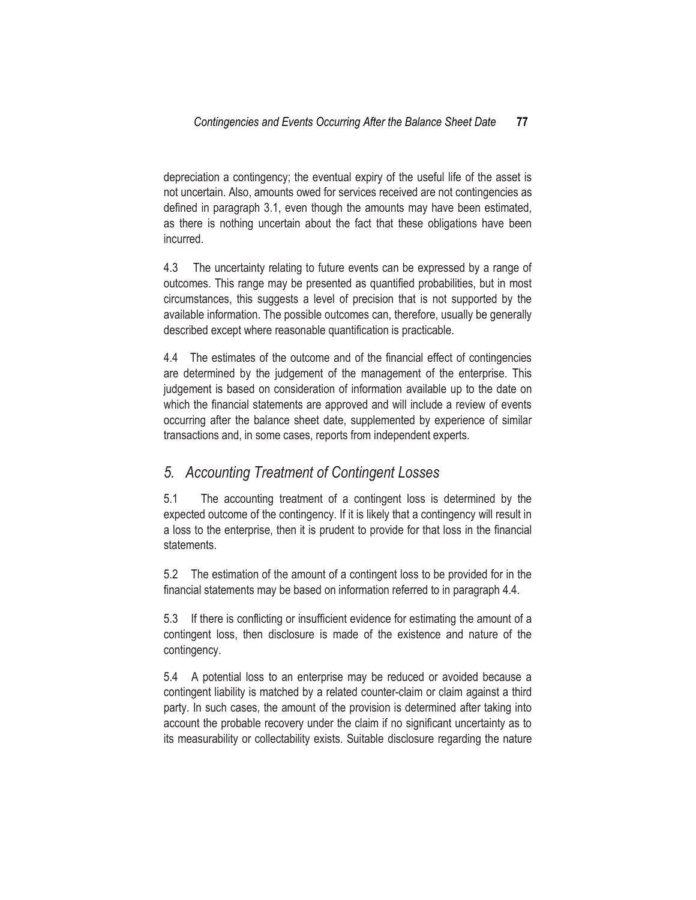depreciation a contingency; the eventual expiry of the useful life of the asset is not uncertain. Also, amounts owed for services received are not contingencies as defined in paragraph 3.1, even though the amounts may have been estimated, as there is nothing uncertain about the fact that these obligations have been incurred.

4.3 The uncertainty relating to future events can be expressed by a range of outcomes. This range may be presented as quantified probabilities, but in most circumstances, this suggests a level of precision that is not supported by the available information. The possible outcomes can, therefore, usually be generally described except where reasonable quantification is practicable.

4.4 The estimates of the outcome and of the financial effect of contingencies are determined by the judgement of the management of the enterprise. This judgement is based on consideration of information available up to the date on which the financial statements are approved and will include a review of events occurring after the balance sheet date, supplemented by experience of similar transactions and, in some cases, reports from independent experts.

## *5. Accounting Treatment of Contingent Losses*

5.1 The accounting treatment of a contingent loss is determined by the expected outcome of the contingency. If it is likely that a contingency will result in a loss to the enterprise, then it is prudent to provide for that loss in the financial statements.

5.2 The estimation of the amount of a contingent loss to be provided for in the financial statements may be based on information referred to in paragraph 4.4.

5.3 If there is conflicting or insufficient evidence for estimating the amount of a contingent loss, then disclosure is made of the existence and nature of the contingency.

5.4 A potential loss to an enterprise may be reduced or avoided because a contingent liability is matched by a related counter-claim or claim against a third party. In such cases, the amount of the provision is determined after taking into account the probable recovery under the claim if no significant uncertainty as to its measurability or collectability exists. Suitable disclosure regarding the nature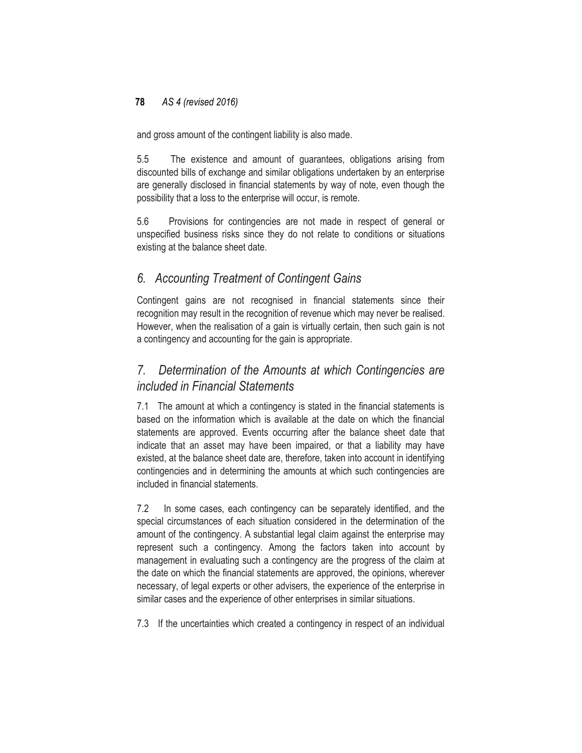and gross amount of the contingent liability is also made.

5.5 The existence and amount of guarantees, obligations arising from discounted bills of exchange and similar obligations undertaken by an enterprise are generally disclosed in financial statements by way of note, even though the possibility that a loss to the enterprise will occur, is remote.

5.6 Provisions for contingencies are not made in respect of general or unspecified business risks since they do not relate to conditions or situations existing at the balance sheet date.

## *6. Accounting Treatment of Contingent Gains*

Contingent gains are not recognised in financial statements since their recognition may result in the recognition of revenue which may never be realised. However, when the realisation of a gain is virtually certain, then such gain is not a contingency and accounting for the gain is appropriate.

## *7. Determination of the Amounts at which Contingencies are included in Financial Statements*

7.1 The amount at which a contingency is stated in the financial statements is based on the information which is available at the date on which the financial statements are approved. Events occurring after the balance sheet date that indicate that an asset may have been impaired, or that a liability may have existed, at the balance sheet date are, therefore, taken into account in identifying contingencies and in determining the amounts at which such contingencies are included in financial statements.

7.2 In some cases, each contingency can be separately identified, and the special circumstances of each situation considered in the determination of the amount of the contingency. A substantial legal claim against the enterprise may represent such a contingency. Among the factors taken into account by management in evaluating such a contingency are the progress of the claim at the date on which the financial statements are approved, the opinions, wherever necessary, of legal experts or other advisers, the experience of the enterprise in similar cases and the experience of other enterprises in similar situations.

7.3 If the uncertainties which created a contingency in respect of an individual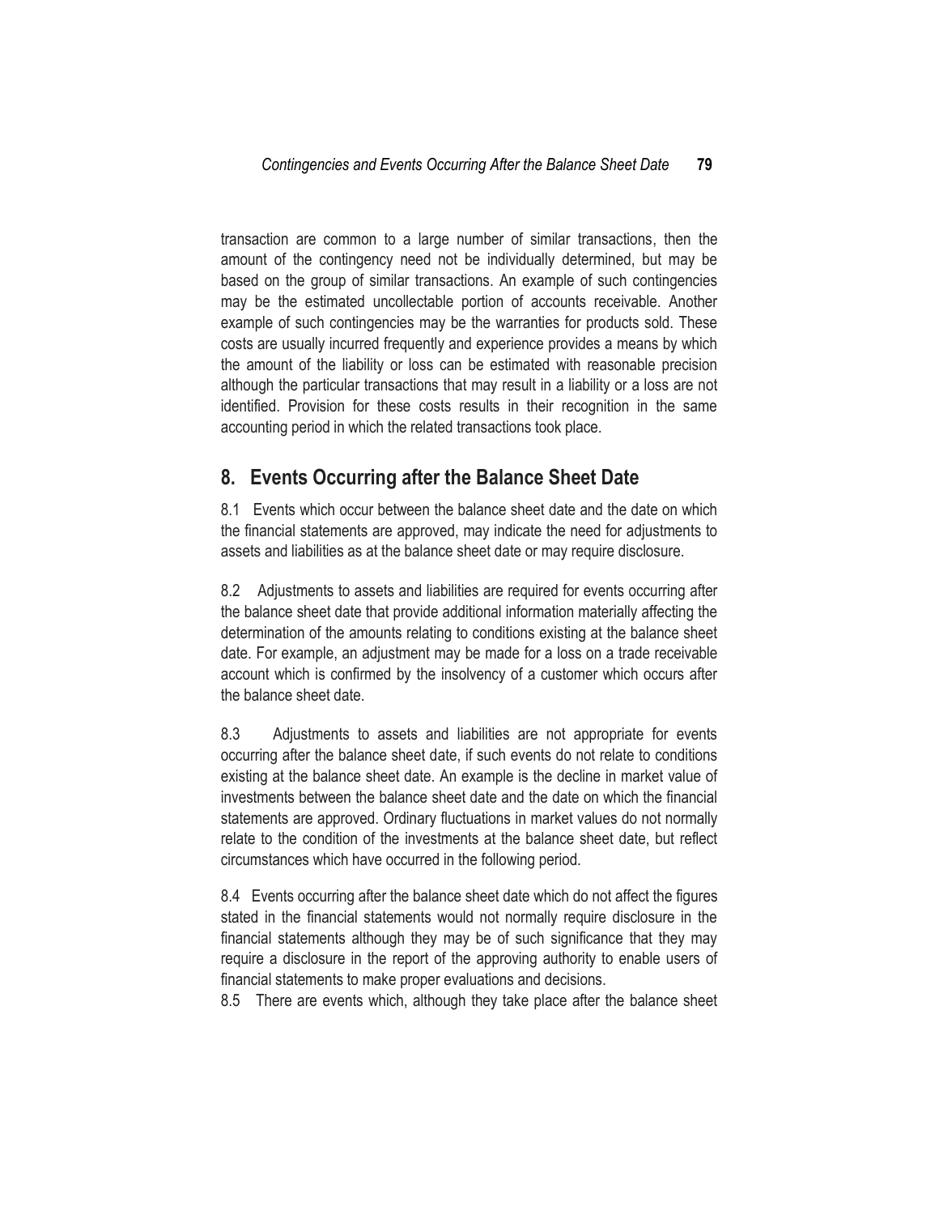transaction are common to a large number of similar transactions, then the amount of the contingency need not be individually determined, but may be based on the group of similar transactions. An example of such contingencies may be the estimated uncollectable portion of accounts receivable. Another example of such contingencies may be the warranties for products sold. These costs are usually incurred frequently and experience provides a means by which the amount of the liability or loss can be estimated with reasonable precision although the particular transactions that may result in a liability or a loss are not identified. Provision for these costs results in their recognition in the same accounting period in which the related transactions took place.

## 8. Events Occurring after the Balance Sheet Date

8.1 Events which occur between the balance sheet date and the date on which the financial statements are approved, may indicate the need for adjustments to assets and liabilities as at the balance sheet date or may require disclosure.

8.2 Adjustments to assets and liabilities are required for events occurring after the balance sheet date that provide additional information materially affecting the determination of the amounts relating to conditions existing at the balance sheet date. For example, an adjustment may be made for a loss on a trade receivable account which is confirmed by the insolvency of a customer which occurs after the balance sheet date.

8.3 Adjustments to assets and liabilities are not appropriate for events occurring after the balance sheet date, if such events do not relate to conditions existing at the balance sheet date. An example is the decline in market value of investments between the balance sheet date and the date on which the financial statements are approved. Ordinary fluctuations in market values do not normally relate to the condition of the investments at the balance sheet date, but reflect circumstances which have occurred in the following period.

8.4 Events occurring after the balance sheet date which do not affect the figures stated in the financial statements would not normally require disclosure in the financial statements although they may be of such significance that they may require a disclosure in the report of the approving authority to enable users of financial statements to make proper evaluations and decisions.

8.5 There are events which, although they take place after the balance sheet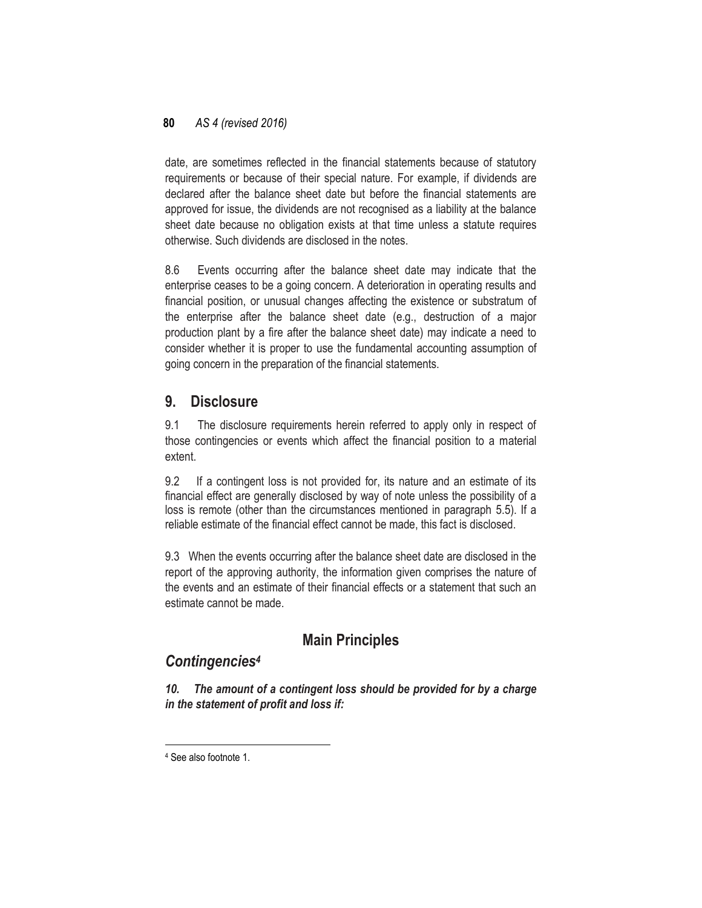date, are sometimes reflected in the financial statements because of statutory requirements or because of their special nature. For example, if dividends are declared after the balance sheet date but before the financial statements are approved for issue, the dividends are not recognised as a liability at the balance sheet date because no obligation exists at that time unless a statute requires otherwise. Such dividends are disclosed in the notes.

8.6 Events occurring after the balance sheet date may indicate that the enterprise ceases to be a going concern. A deterioration in operating results and financial position, or unusual changes affecting the existence or substratum of the enterprise after the balance sheet date (e.g., destruction of a major production plant by a fire after the balance sheet date) may indicate a need to consider whether it is proper to use the fundamental accounting assumption of going concern in the preparation of the financial statements.

## 9. Disclosure

9.1 The disclosure requirements herein referred to apply only in respect of those contingencies or events which affect the financial position to a material extent.

9.2 If a contingent loss is not provided for, its nature and an estimate of its financial effect are generally disclosed by way of note unless the possibility of a loss is remote (other than the circumstances mentioned in paragraph 5.5). If a reliable estimate of the financial effect cannot be made, this fact is disclosed.

9.3 When the events occurring after the balance sheet date are disclosed in the report of the approving authority, the information given comprises the nature of the events and an estimate of their financial effects or a statement that such an estimate cannot be made.

## Main Principles

### *Contingencies*[4]

***10. The amount of a contingent loss should be provided for by a charge in the statement of profit and loss if:***

[4] See also footnote 1.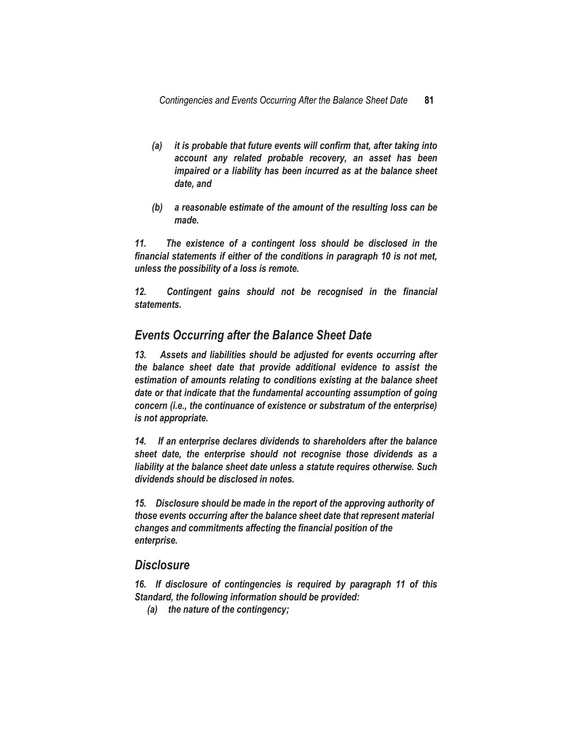*(a) it is probable that future events will confirm that, after taking into account any related probable recovery, an asset has been impaired or a liability has been incurred as at the balance sheet date, and*

*(b) a reasonable estimate of the amount of the resulting loss can be made.*

***11. The existence of a contingent loss should be disclosed in the financial statements if either of the conditions in paragraph 10 is not met, unless the possibility of a loss is remote.***

***12. Contingent gains should not be recognised in the financial statements.***

## Events Occurring after the Balance Sheet Date

***13. Assets and liabilities should be adjusted for events occurring after the balance sheet date that provide additional evidence to assist the estimation of amounts relating to conditions existing at the balance sheet date or that indicate that the fundamental accounting assumption of going concern (i.e., the continuance of existence or substratum of the enterprise) is not appropriate.***

***14. If an enterprise declares dividends to shareholders after the balance sheet date, the enterprise should not recognise those dividends as a liability at the balance sheet date unless a statute requires otherwise. Such dividends should be disclosed in notes.***

***15. Disclosure should be made in the report of the approving authority of those events occurring after the balance sheet date that represent material changes and commitments affecting the financial position of the enterprise.***

## Disclosure

***16. If disclosure of contingencies is required by paragraph 11 of this Standard, the following information should be provided:***

*(a) the nature of the contingency;*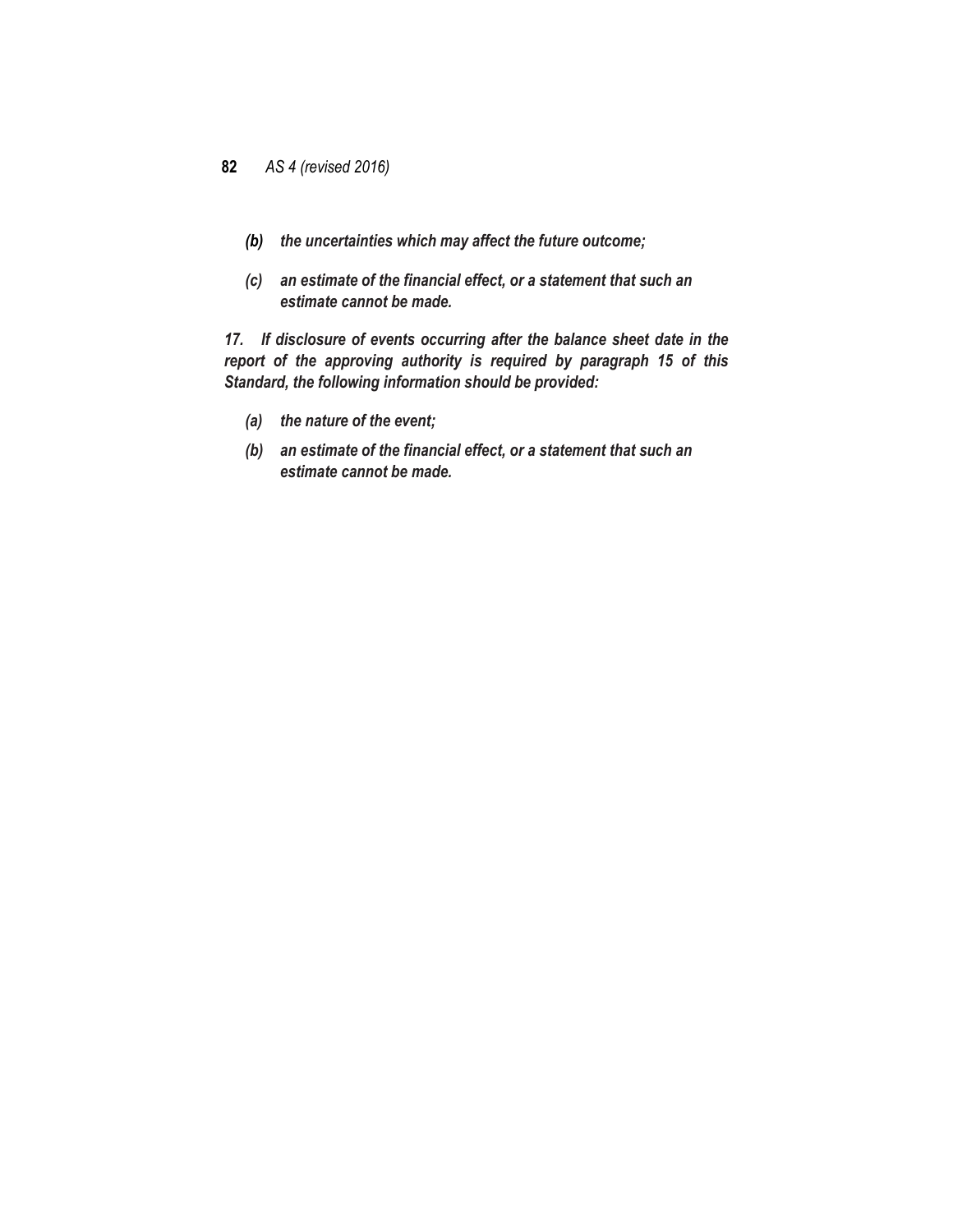*(b) the uncertainties which may affect the future outcome;*

*(c) an estimate of the financial effect, or a statement that such an estimate cannot be made.*

***17. If disclosure of events occurring after the balance sheet date in the report of the approving authority is required by paragraph 15 of this Standard, the following information should be provided:***

*(a) the nature of the event;*

*(b) an estimate of the financial effect, or a statement that such an estimate cannot be made.*